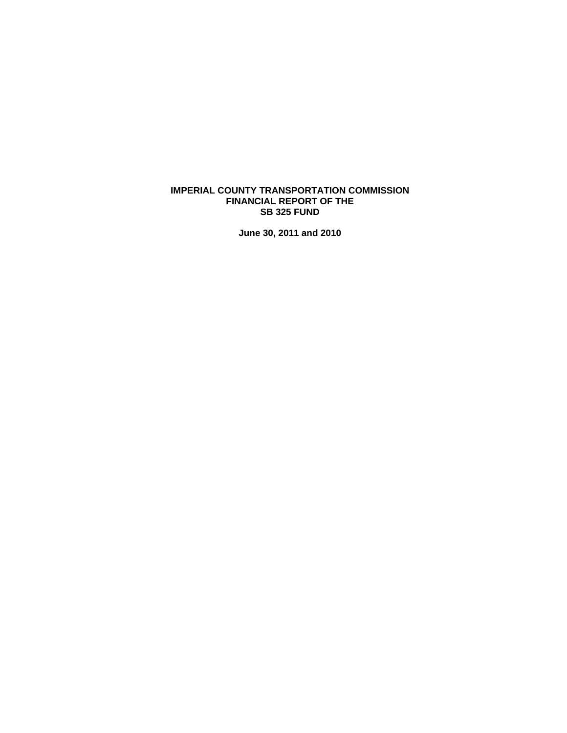# IMPERIAL COUNTY TRANSPORTATION COMMISSION
# FINANCIAL REPORT OF THE
# SB 325 FUND

**June 30, 2011 and 2010**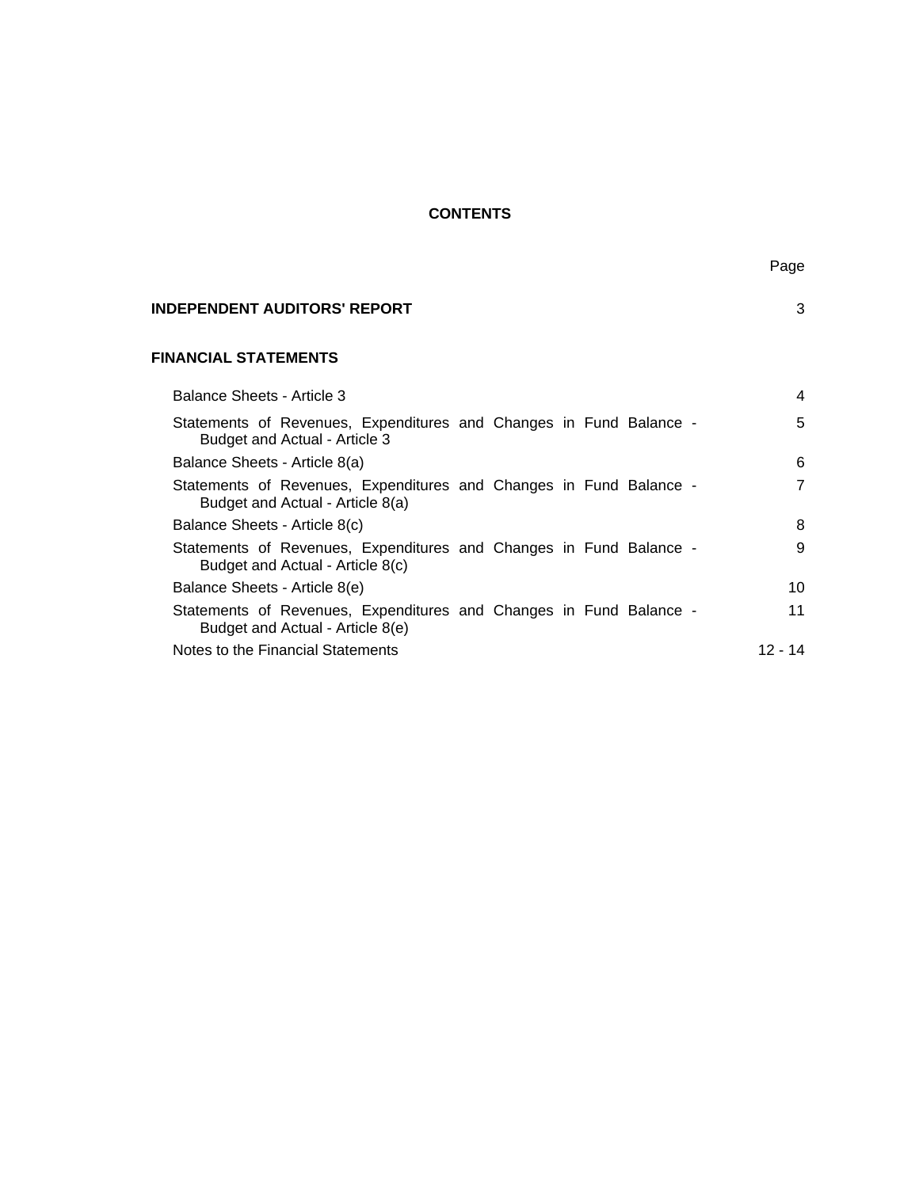# CONTENTS

| | Page |
|---|---|
| **INDEPENDENT AUDITORS' REPORT** | 3 |
| **FINANCIAL STATEMENTS** | |
| Balance Sheets - Article 3 | 4 |
| Statements of Revenues, Expenditures and Changes in Fund Balance - Budget and Actual - Article 3 | 5 |
| Balance Sheets - Article 8(a) | 6 |
| Statements of Revenues, Expenditures and Changes in Fund Balance - Budget and Actual - Article 8(a) | 7 |
| Balance Sheets - Article 8(c) | 8 |
| Statements of Revenues, Expenditures and Changes in Fund Balance - Budget and Actual - Article 8(c) | 9 |
| Balance Sheets - Article 8(e) | 10 |
| Statements of Revenues, Expenditures and Changes in Fund Balance - Budget and Actual - Article 8(e) | 11 |
| Notes to the Financial Statements | 12 - 14 |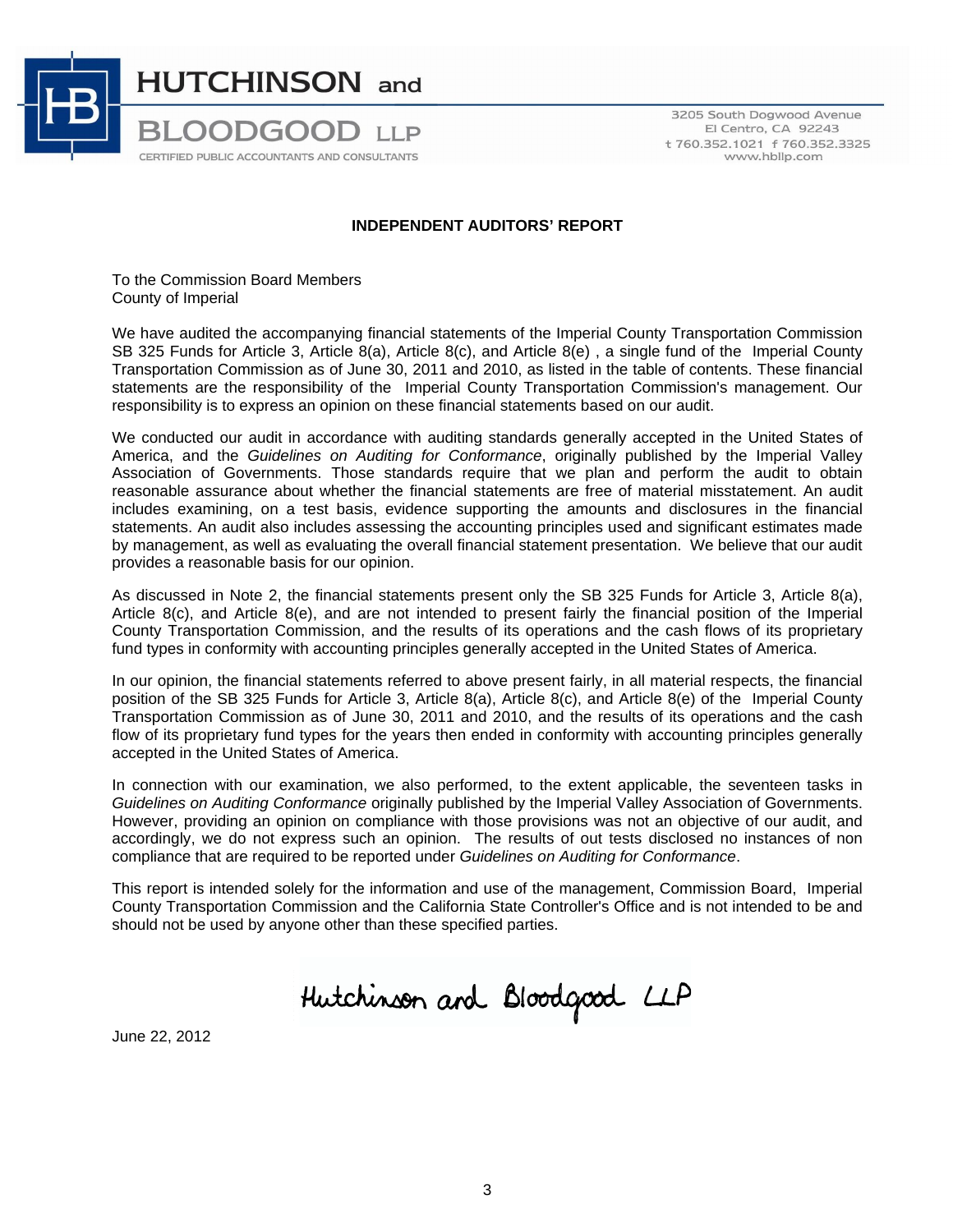HUTCHINSON and BLOODGOOD LLP
CERTIFIED PUBLIC ACCOUNTANTS AND CONSULTANTS

3205 South Dogwood Avenue
El Centro, CA 92243
t 760.352.1021 f 760.352.3325
www.hbllp.com

## INDEPENDENT AUDITORS' REPORT

To the Commission Board Members
County of Imperial

We have audited the accompanying financial statements of the Imperial County Transportation Commission SB 325 Funds for Article 3, Article 8(a), Article 8(c), and Article 8(e) , a single fund of the Imperial County Transportation Commission as of June 30, 2011 and 2010, as listed in the table of contents. These financial statements are the responsibility of the Imperial County Transportation Commission's management. Our responsibility is to express an opinion on these financial statements based on our audit.

We conducted our audit in accordance with auditing standards generally accepted in the United States of America, and the *Guidelines on Auditing for Conformance*, originally published by the Imperial Valley Association of Governments. Those standards require that we plan and perform the audit to obtain reasonable assurance about whether the financial statements are free of material misstatement. An audit includes examining, on a test basis, evidence supporting the amounts and disclosures in the financial statements. An audit also includes assessing the accounting principles used and significant estimates made by management, as well as evaluating the overall financial statement presentation. We believe that our audit provides a reasonable basis for our opinion.

As discussed in Note 2, the financial statements present only the SB 325 Funds for Article 3, Article 8(a), Article 8(c), and Article 8(e), and are not intended to present fairly the financial position of the Imperial County Transportation Commission, and the results of its operations and the cash flows of its proprietary fund types in conformity with accounting principles generally accepted in the United States of America.

In our opinion, the financial statements referred to above present fairly, in all material respects, the financial position of the SB 325 Funds for Article 3, Article 8(a), Article 8(c), and Article 8(e) of the Imperial County Transportation Commission as of June 30, 2011 and 2010, and the results of its operations and the cash flow of its proprietary fund types for the years then ended in conformity with accounting principles generally accepted in the United States of America.

In connection with our examination, we also performed, to the extent applicable, the seventeen tasks in *Guidelines on Auditing Conformance* originally published by the Imperial Valley Association of Governments. However, providing an opinion on compliance with those provisions was not an objective of our audit, and accordingly, we do not express such an opinion. The results of out tests disclosed no instances of non compliance that are required to be reported under *Guidelines on Auditing for Conformance*.

This report is intended solely for the information and use of the management, Commission Board, Imperial County Transportation Commission and the California State Controller's Office and is not intended to be and should not be used by anyone other than these specified parties.

Hutchinson and Bloodgood LLP

June 22, 2012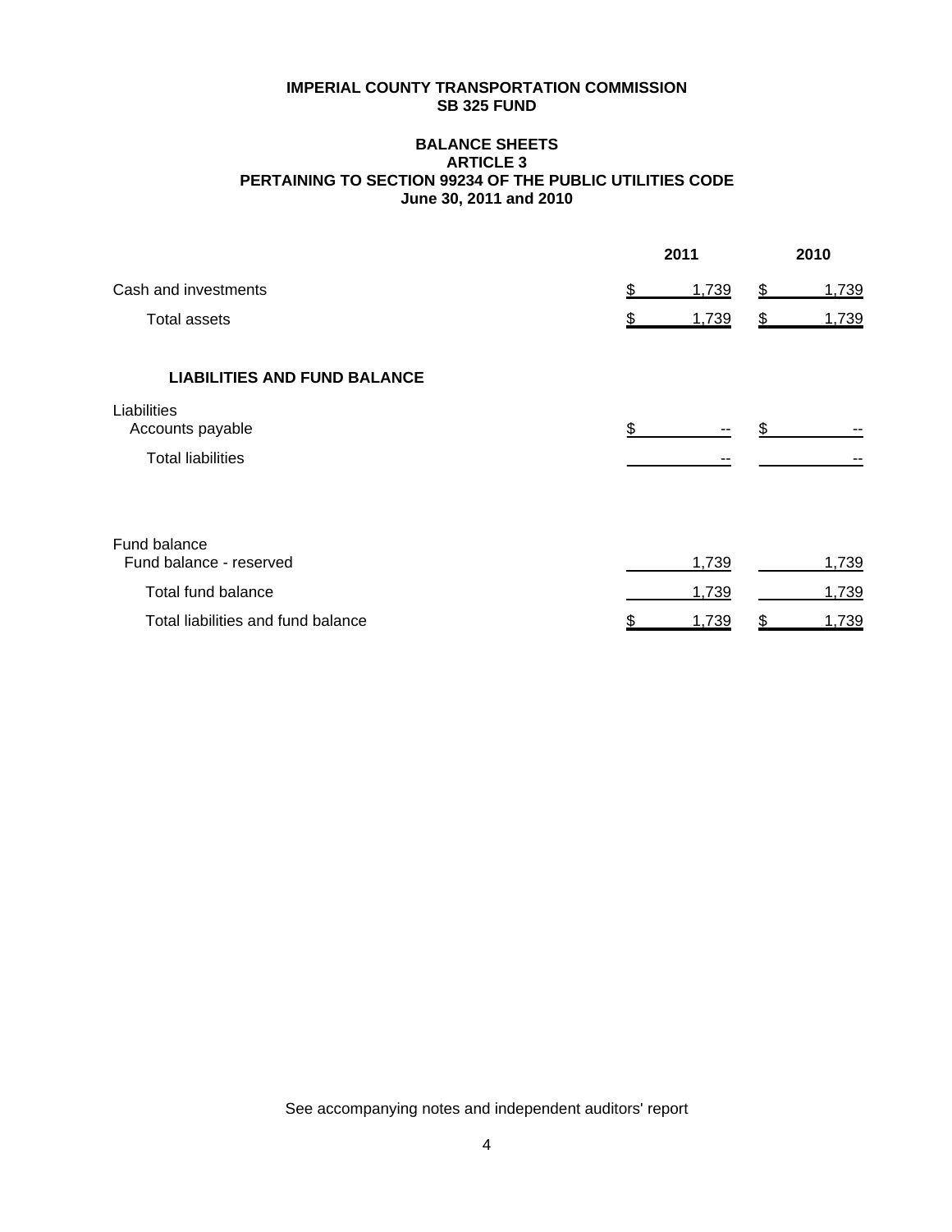**IMPERIAL COUNTY TRANSPORTATION COMMISSION**
**SB 325 FUND**

**BALANCE SHEETS**
**ARTICLE 3**
**PERTAINING TO SECTION 99234 OF THE PUBLIC UTILITIES CODE**
**June 30, 2011 and 2010**

| | 2011 | 2010 |
|---|---|---|
| Cash and investments | $ 1,739 | $ 1,739 |
| Total assets | $ 1,739 | $ 1,739 |
| **LIABILITIES AND FUND BALANCE** | | |
| Liabilities | | |
| Accounts payable | $ -- | $ -- |
| Total liabilities | -- | -- |
| Fund balance | | |
| Fund balance - reserved | 1,739 | 1,739 |
| Total fund balance | 1,739 | 1,739 |
| Total liabilities and fund balance | $ 1,739 | $ 1,739 |

See accompanying notes and independent auditors' report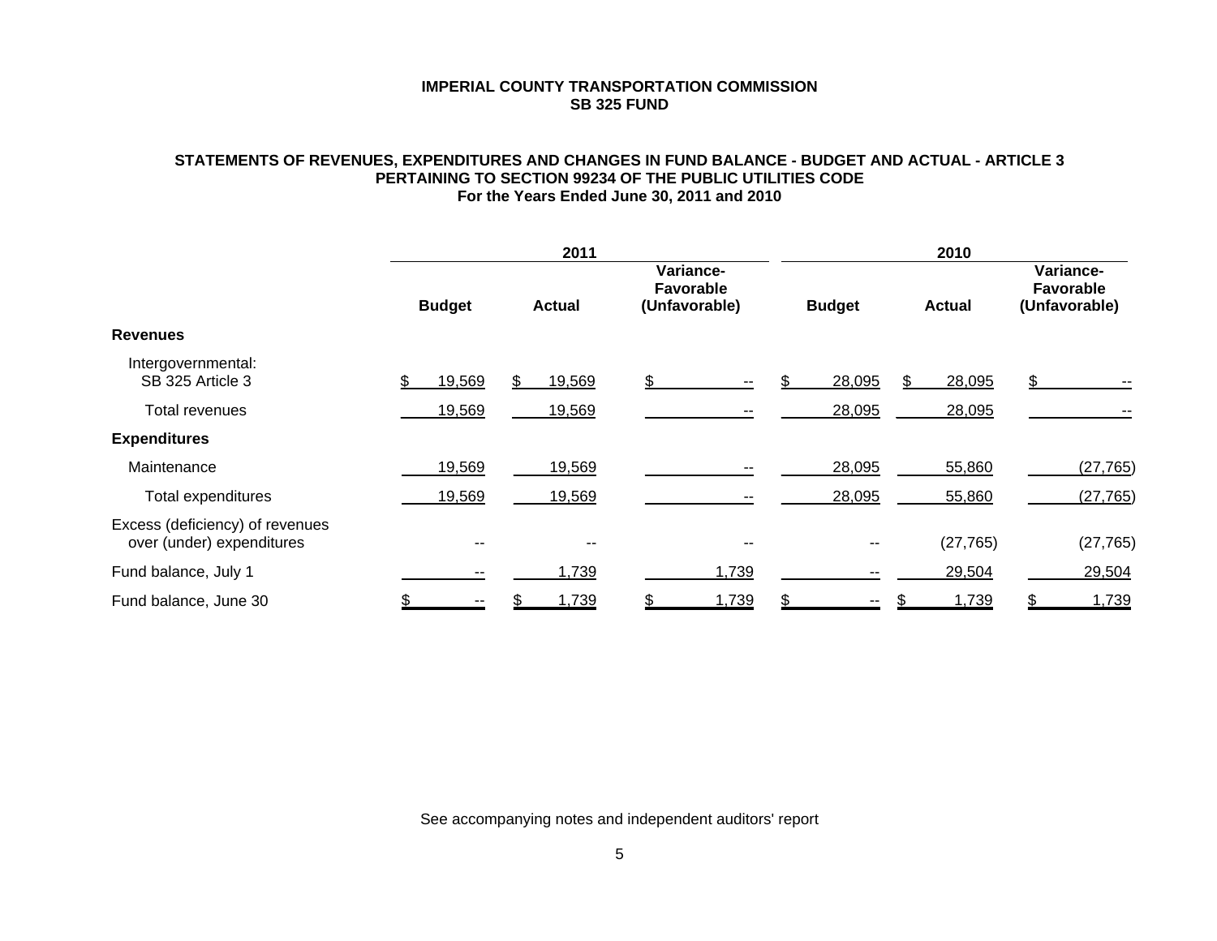**IMPERIAL COUNTY TRANSPORTATION COMMISSION**
**SB 325 FUND**

**STATEMENTS OF REVENUES, EXPENDITURES AND CHANGES IN FUND BALANCE - BUDGET AND ACTUAL - ARTICLE 3 PERTAINING TO SECTION 99234 OF THE PUBLIC UTILITIES CODE**
**For the Years Ended June 30, 2011 and 2010**

| | 2011 | | | 2010 | | |
|---|---|---|---|---|---|---|
| | **Budget** | **Actual** | **Variance-Favorable (Unfavorable)** | **Budget** | **Actual** | **Variance-Favorable (Unfavorable)** |
| **Revenues** | | | | | | |
| Intergovernmental: SB 325 Article 3 | $ 19,569 | $ 19,569 | $ -- | $ 28,095 | $ 28,095 | $ -- |
| Total revenues | 19,569 | 19,569 | -- | 28,095 | 28,095 | -- |
| **Expenditures** | | | | | | |
| Maintenance | 19,569 | 19,569 | -- | 28,095 | 55,860 | (27,765) |
| Total expenditures | 19,569 | 19,569 | -- | 28,095 | 55,860 | (27,765) |
| Excess (deficiency) of revenues over (under) expenditures | -- | -- | -- | -- | (27,765) | (27,765) |
| Fund balance, July 1 | -- | 1,739 | 1,739 | -- | 29,504 | 29,504 |
| Fund balance, June 30 | $ -- | $ 1,739 | $ 1,739 | $ -- | $ 1,739 | $ 1,739 |

See accompanying notes and independent auditors' report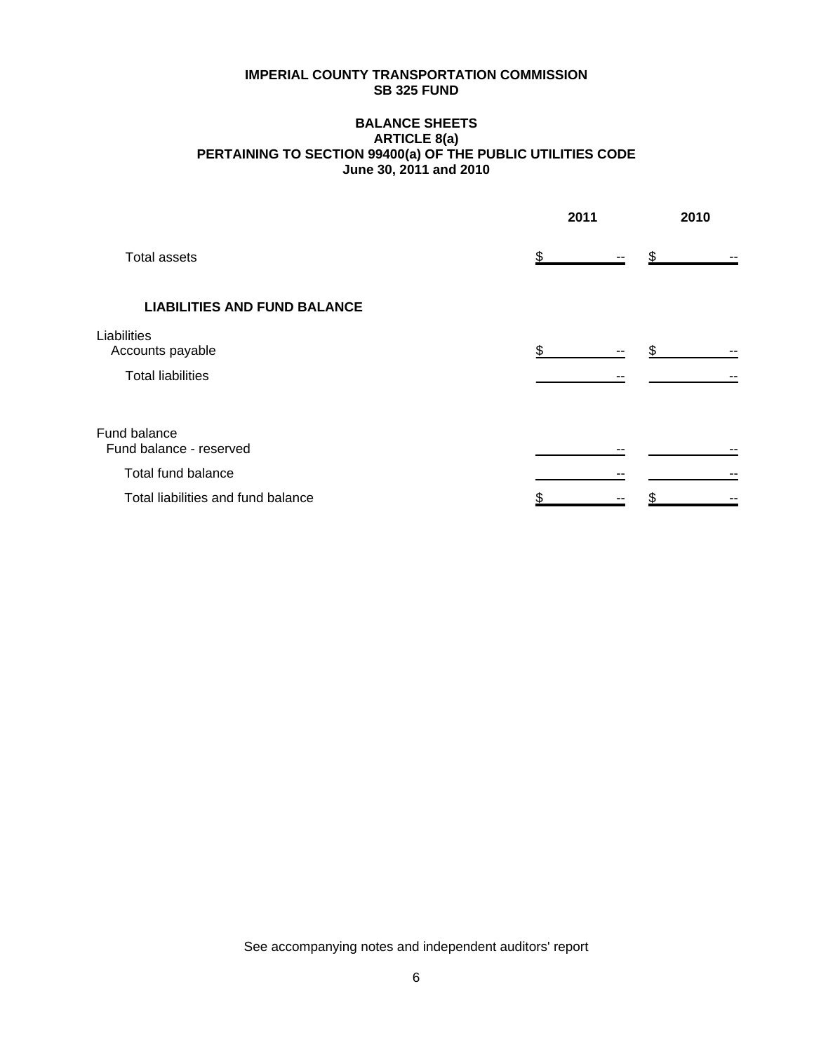**IMPERIAL COUNTY TRANSPORTATION COMMISSION**
**SB 325 FUND**

**BALANCE SHEETS**
**ARTICLE 8(a)**
**PERTAINING TO SECTION 99400(a) OF THE PUBLIC UTILITIES CODE**
**June 30, 2011 and 2010**

| | 2011 | 2010 |
|---|---|---|
| Total assets | $ -- | $ -- |
| **LIABILITIES AND FUND BALANCE** | | |
| Liabilities | | |
| Accounts payable | $ -- | $ -- |
| Total liabilities | -- | -- |
| Fund balance | | |
| Fund balance - reserved | -- | -- |
| Total fund balance | -- | -- |
| Total liabilities and fund balance | $ -- | $ -- |

See accompanying notes and independent auditors' report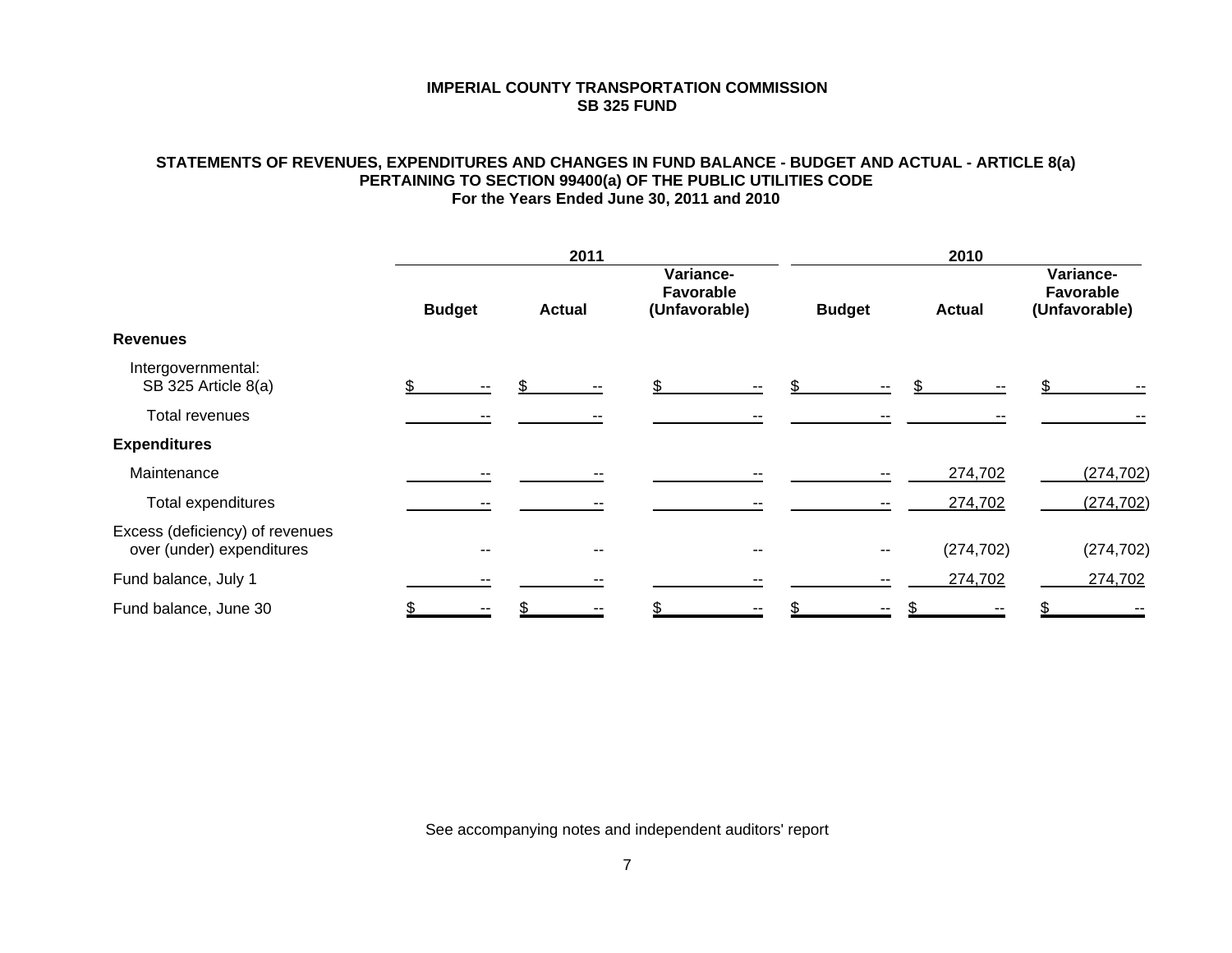**IMPERIAL COUNTY TRANSPORTATION COMMISSION**
**SB 325 FUND**

**STATEMENTS OF REVENUES, EXPENDITURES AND CHANGES IN FUND BALANCE - BUDGET AND ACTUAL - ARTICLE 8(a)**
**PERTAINING TO SECTION 99400(a) OF THE PUBLIC UTILITIES CODE**
**For the Years Ended June 30, 2011 and 2010**

| | 2011 | | | 2010 | | |
|---|---|---|---|---|---|---|
| | **Budget** | **Actual** | **Variance-Favorable (Unfavorable)** | **Budget** | **Actual** | **Variance-Favorable (Unfavorable)** |
| **Revenues** | | | | | | |
| Intergovernmental: SB 325 Article 8(a) | $ -- | $ -- | $ -- | $ -- | $ -- | $ -- |
| Total revenues | -- | -- | -- | -- | -- | -- |
| **Expenditures** | | | | | | |
| Maintenance | -- | -- | -- | -- | 274,702 | (274,702) |
| Total expenditures | -- | -- | -- | -- | 274,702 | (274,702) |
| Excess (deficiency) of revenues over (under) expenditures | -- | -- | -- | -- | (274,702) | (274,702) |
| Fund balance, July 1 | -- | -- | -- | -- | 274,702 | 274,702 |
| Fund balance, June 30 | $ -- | $ -- | $ -- | $ -- | $ -- | $ -- |

See accompanying notes and independent auditors' report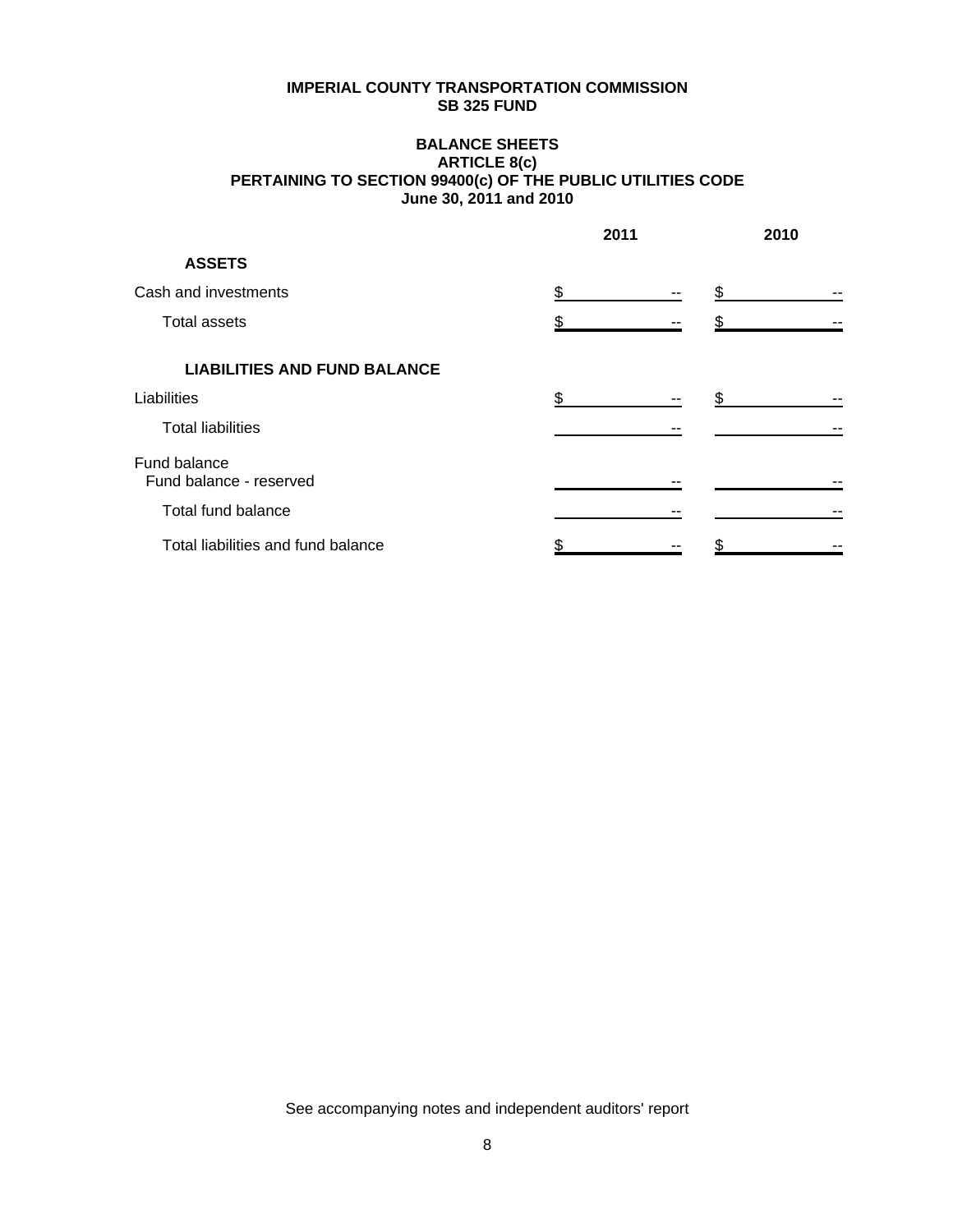# IMPERIAL COUNTY TRANSPORTATION COMMISSION
## SB 325 FUND

### BALANCE SHEETS
### ARTICLE 8(c)
### PERTAINING TO SECTION 99400(c) OF THE PUBLIC UTILITIES CODE
### June 30, 2011 and 2010

| | 2011 | 2010 |
|---|---|---|
| **ASSETS** | | |
| Cash and investments | $ -- | $ -- |
| Total assets | $ -- | $ -- |
| **LIABILITIES AND FUND BALANCE** | | |
| Liabilities | $ -- | $ -- |
| Total liabilities | -- | -- |
| Fund balance | | |
| Fund balance - reserved | -- | -- |
| Total fund balance | -- | -- |
| Total liabilities and fund balance | $ -- | $ -- |

See accompanying notes and independent auditors' report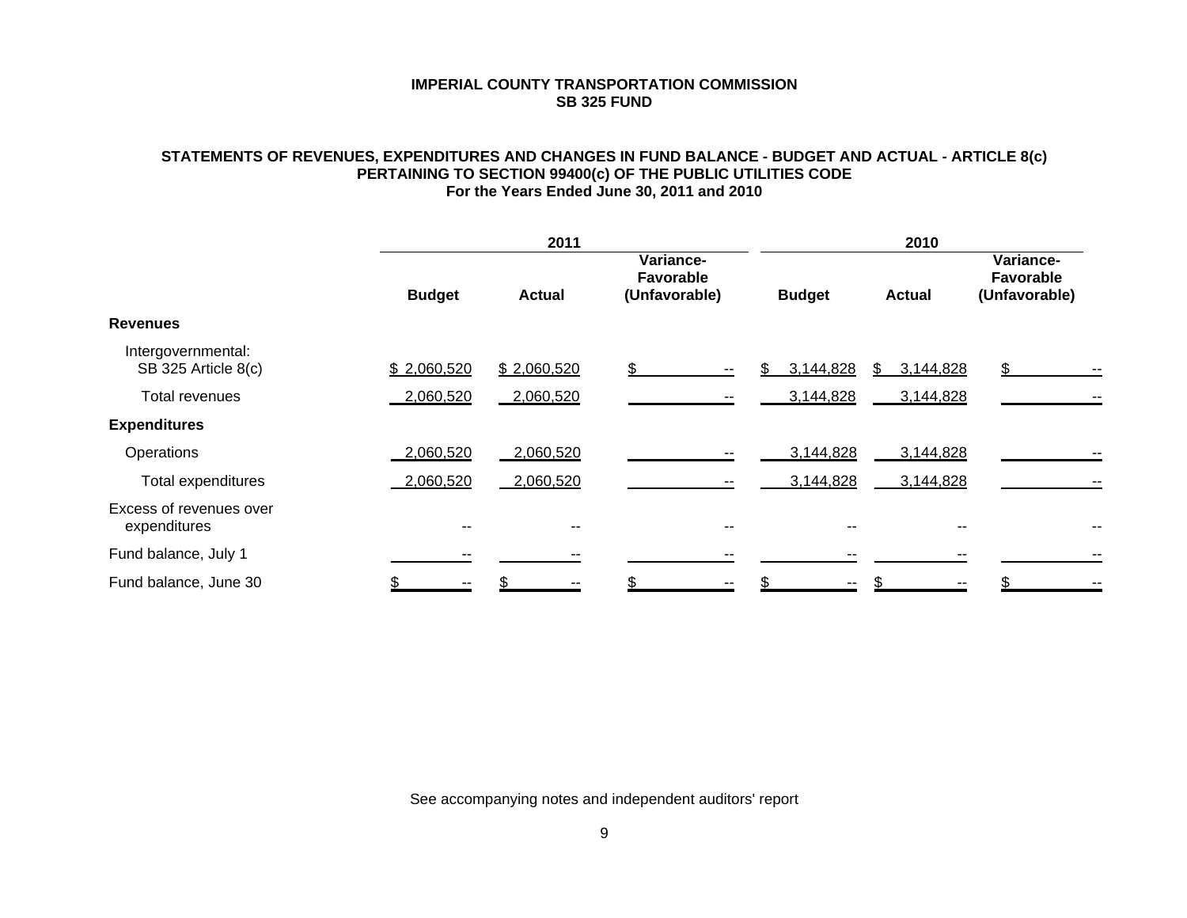**IMPERIAL COUNTY TRANSPORTATION COMMISSION**
**SB 325 FUND**

**STATEMENTS OF REVENUES, EXPENDITURES AND CHANGES IN FUND BALANCE - BUDGET AND ACTUAL - ARTICLE 8(c)**
**PERTAINING TO SECTION 99400(c) OF THE PUBLIC UTILITIES CODE**
**For the Years Ended June 30, 2011 and 2010**

| | 2011 | | | 2010 | | |
|---|---|---|---|---|---|---|
| | **Budget** | **Actual** | **Variance- Favorable (Unfavorable)** | **Budget** | **Actual** | **Variance- Favorable (Unfavorable)** |
| **Revenues** | | | | | | |
| Intergovernmental: SB 325 Article 8(c) | $ 2,060,520 | $ 2,060,520 | $ -- | $ 3,144,828 | $ 3,144,828 | $ -- |
| Total revenues | 2,060,520 | 2,060,520 | -- | 3,144,828 | 3,144,828 | -- |
| **Expenditures** | | | | | | |
| Operations | 2,060,520 | 2,060,520 | -- | 3,144,828 | 3,144,828 | -- |
| Total expenditures | 2,060,520 | 2,060,520 | -- | 3,144,828 | 3,144,828 | -- |
| Excess of revenues over expenditures | -- | -- | -- | -- | -- | -- |
| Fund balance, July 1 | -- | -- | -- | -- | -- | -- |
| Fund balance, June 30 | $ -- | $ -- | $ -- | $ -- | $ -- | $ -- |

See accompanying notes and independent auditors' report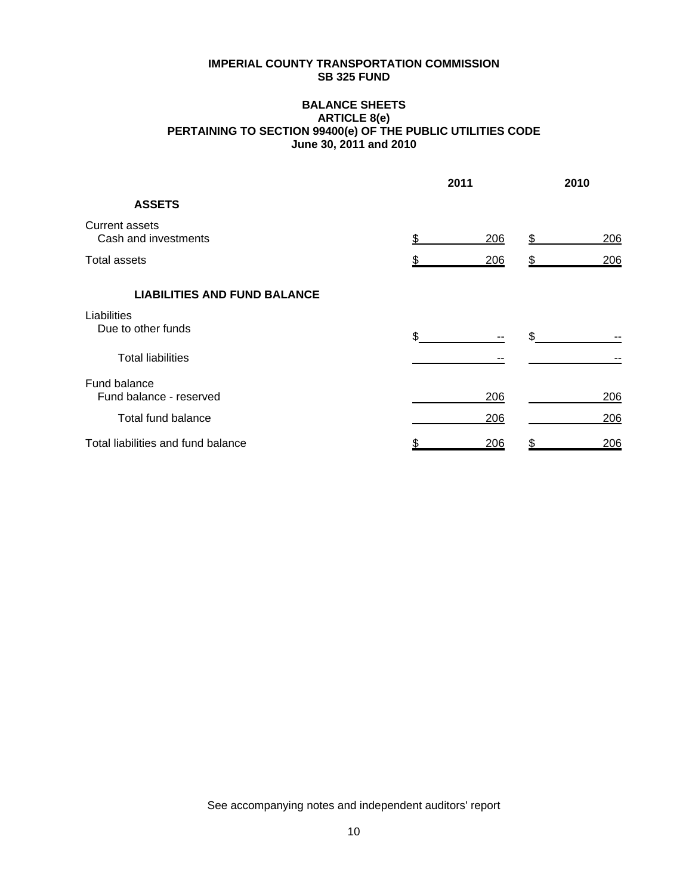**IMPERIAL COUNTY TRANSPORTATION COMMISSION**
**SB 325 FUND**

**BALANCE SHEETS**
**ARTICLE 8(e)**
**PERTAINING TO SECTION 99400(e) OF THE PUBLIC UTILITIES CODE**
**June 30, 2011 and 2010**

| | 2011 | 2010 |
|---|---|---|
| **ASSETS** | | |
| Current assets | | |
| Cash and investments | $ 206 | $ 206 |
| Total assets | $ 206 | $ 206 |
| **LIABILITIES AND FUND BALANCE** | | |
| Liabilities | | |
| Due to other funds | $ -- | $ -- |
| Total liabilities | -- | -- |
| Fund balance | | |
| Fund balance - reserved | 206 | 206 |
| Total fund balance | 206 | 206 |
| Total liabilities and fund balance | $ 206 | $ 206 |

See accompanying notes and independent auditors' report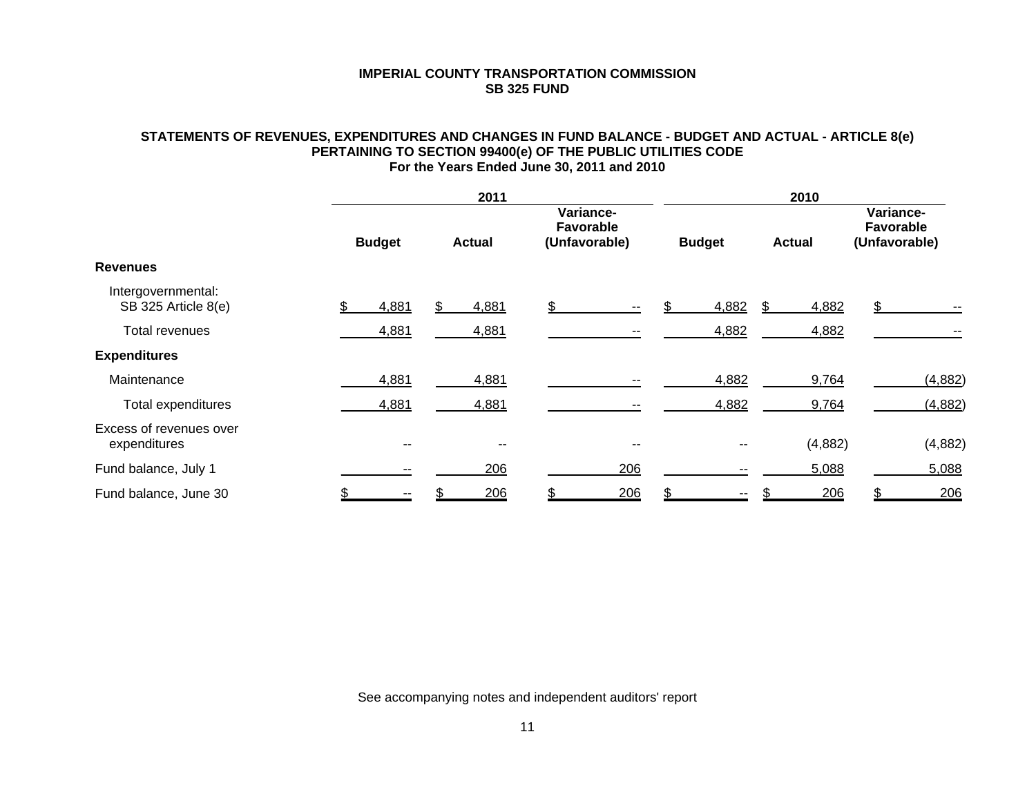**IMPERIAL COUNTY TRANSPORTATION COMMISSION**
**SB 325 FUND**

**STATEMENTS OF REVENUES, EXPENDITURES AND CHANGES IN FUND BALANCE - BUDGET AND ACTUAL - ARTICLE 8(e) PERTAINING TO SECTION 99400(e) OF THE PUBLIC UTILITIES CODE**
**For the Years Ended June 30, 2011 and 2010**

| | 2011 | | | 2010 | | |
|---|---|---|---|---|---|---|
| | **Budget** | **Actual** | **Variance-Favorable (Unfavorable)** | **Budget** | **Actual** | **Variance-Favorable (Unfavorable)** |
| **Revenues** | | | | | | |
| Intergovernmental: SB 325 Article 8(e) | $ 4,881 | $ 4,881 | $ -- | $ 4,882 | $ 4,882 | $ -- |
| Total revenues | 4,881 | 4,881 | -- | 4,882 | 4,882 | -- |
| **Expenditures** | | | | | | |
| Maintenance | 4,881 | 4,881 | -- | 4,882 | 9,764 | (4,882) |
| Total expenditures | 4,881 | 4,881 | -- | 4,882 | 9,764 | (4,882) |
| Excess of revenues over expenditures | -- | -- | -- | -- | (4,882) | (4,882) |
| Fund balance, July 1 | -- | 206 | 206 | -- | 5,088 | 5,088 |
| Fund balance, June 30 | $ -- | $ 206 | $ 206 | $ -- | $ 206 | $ 206 |

See accompanying notes and independent auditors' report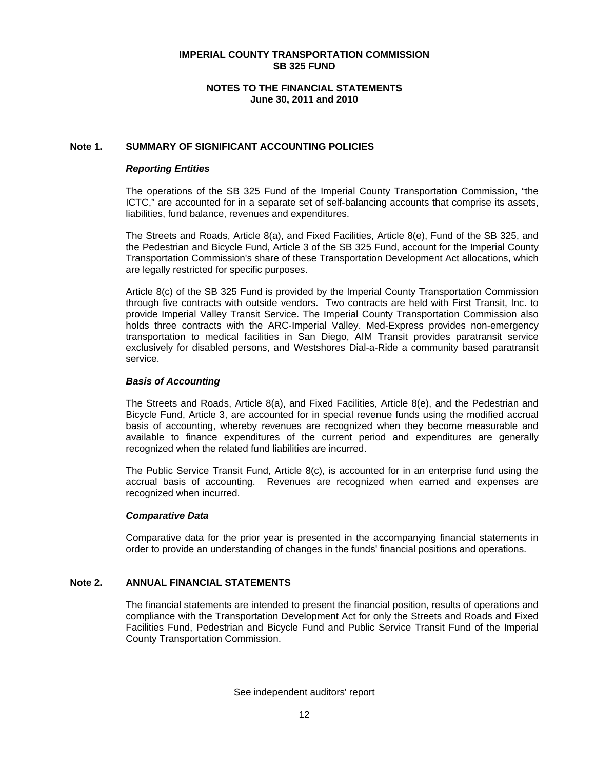# IMPERIAL COUNTY TRANSPORTATION COMMISSION
## SB 325 FUND

### NOTES TO THE FINANCIAL STATEMENTS
### June 30, 2011 and 2010

## Note 1. SUMMARY OF SIGNIFICANT ACCOUNTING POLICIES

***Reporting Entities***

The operations of the SB 325 Fund of the Imperial County Transportation Commission, "the ICTC," are accounted for in a separate set of self-balancing accounts that comprise its assets, liabilities, fund balance, revenues and expenditures.

The Streets and Roads, Article 8(a), and Fixed Facilities, Article 8(e), Fund of the SB 325, and the Pedestrian and Bicycle Fund, Article 3 of the SB 325 Fund, account for the Imperial County Transportation Commission's share of these Transportation Development Act allocations, which are legally restricted for specific purposes.

Article 8(c) of the SB 325 Fund is provided by the Imperial County Transportation Commission through five contracts with outside vendors. Two contracts are held with First Transit, Inc. to provide Imperial Valley Transit Service. The Imperial County Transportation Commission also holds three contracts with the ARC-Imperial Valley. Med-Express provides non-emergency transportation to medical facilities in San Diego, AIM Transit provides paratransit service exclusively for disabled persons, and Westshores Dial-a-Ride a community based paratransit service.

***Basis of Accounting***

The Streets and Roads, Article 8(a), and Fixed Facilities, Article 8(e), and the Pedestrian and Bicycle Fund, Article 3, are accounted for in special revenue funds using the modified accrual basis of accounting, whereby revenues are recognized when they become measurable and available to finance expenditures of the current period and expenditures are generally recognized when the related fund liabilities are incurred.

The Public Service Transit Fund, Article 8(c), is accounted for in an enterprise fund using the accrual basis of accounting. Revenues are recognized when earned and expenses are recognized when incurred.

***Comparative Data***

Comparative data for the prior year is presented in the accompanying financial statements in order to provide an understanding of changes in the funds' financial positions and operations.

## Note 2. ANNUAL FINANCIAL STATEMENTS

The financial statements are intended to present the financial position, results of operations and compliance with the Transportation Development Act for only the Streets and Roads and Fixed Facilities Fund, Pedestrian and Bicycle Fund and Public Service Transit Fund of the Imperial County Transportation Commission.

See independent auditors' report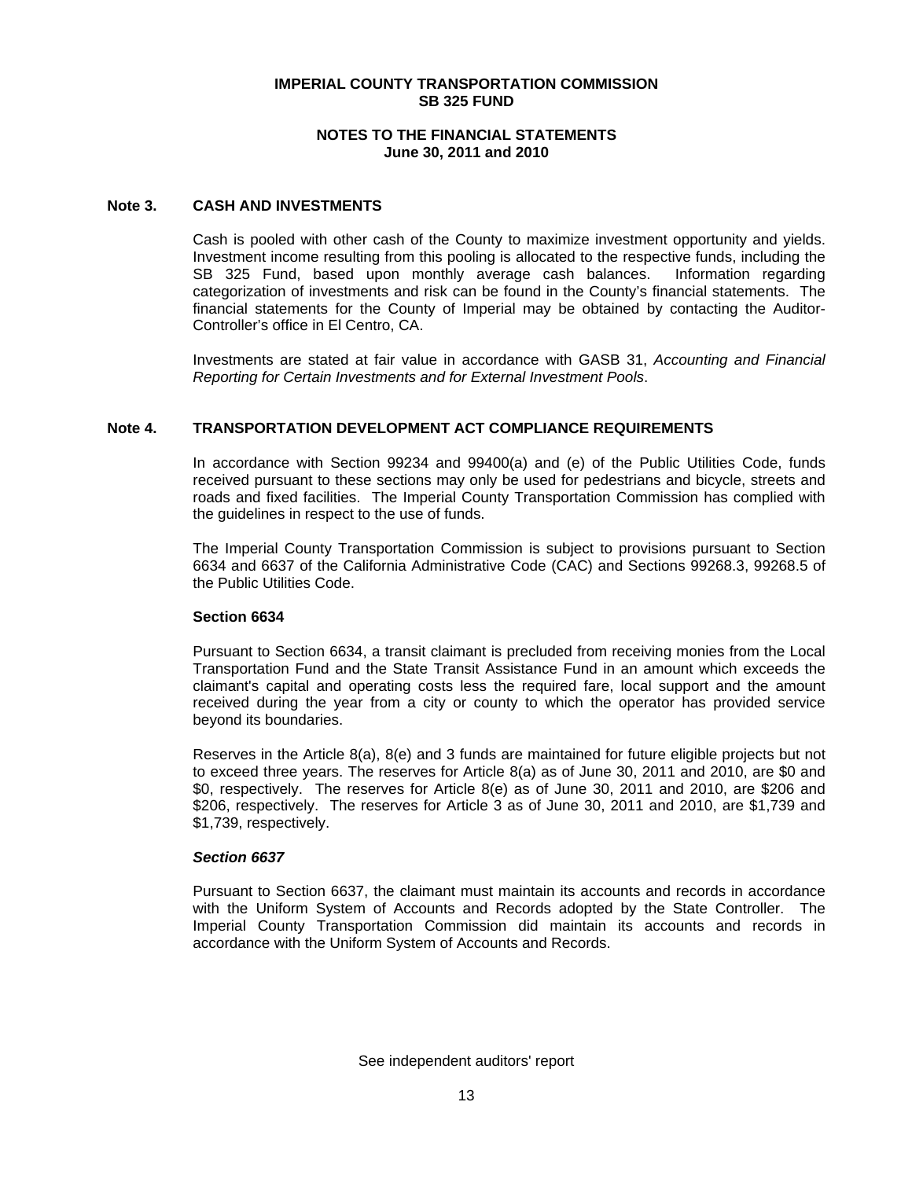**IMPERIAL COUNTY TRANSPORTATION COMMISSION**
**SB 325 FUND**

**NOTES TO THE FINANCIAL STATEMENTS**
**June 30, 2011 and 2010**

## Note 3. CASH AND INVESTMENTS

Cash is pooled with other cash of the County to maximize investment opportunity and yields. Investment income resulting from this pooling is allocated to the respective funds, including the SB 325 Fund, based upon monthly average cash balances. Information regarding categorization of investments and risk can be found in the County's financial statements. The financial statements for the County of Imperial may be obtained by contacting the Auditor-Controller's office in El Centro, CA.

Investments are stated at fair value in accordance with GASB 31, *Accounting and Financial Reporting for Certain Investments and for External Investment Pools*.

## Note 4. TRANSPORTATION DEVELOPMENT ACT COMPLIANCE REQUIREMENTS

In accordance with Section 99234 and 99400(a) and (e) of the Public Utilities Code, funds received pursuant to these sections may only be used for pedestrians and bicycle, streets and roads and fixed facilities. The Imperial County Transportation Commission has complied with the guidelines in respect to the use of funds.

The Imperial County Transportation Commission is subject to provisions pursuant to Section 6634 and 6637 of the California Administrative Code (CAC) and Sections 99268.3, 99268.5 of the Public Utilities Code.

### Section 6634

Pursuant to Section 6634, a transit claimant is precluded from receiving monies from the Local Transportation Fund and the State Transit Assistance Fund in an amount which exceeds the claimant's capital and operating costs less the required fare, local support and the amount received during the year from a city or county to which the operator has provided service beyond its boundaries.

Reserves in the Article 8(a), 8(e) and 3 funds are maintained for future eligible projects but not to exceed three years. The reserves for Article 8(a) as of June 30, 2011 and 2010, are $0 and $0, respectively. The reserves for Article 8(e) as of June 30, 2011 and 2010, are $206 and $206, respectively. The reserves for Article 3 as of June 30, 2011 and 2010, are $1,739 and $1,739, respectively.

### *Section 6637*

Pursuant to Section 6637, the claimant must maintain its accounts and records in accordance with the Uniform System of Accounts and Records adopted by the State Controller. The Imperial County Transportation Commission did maintain its accounts and records in accordance with the Uniform System of Accounts and Records.

See independent auditors' report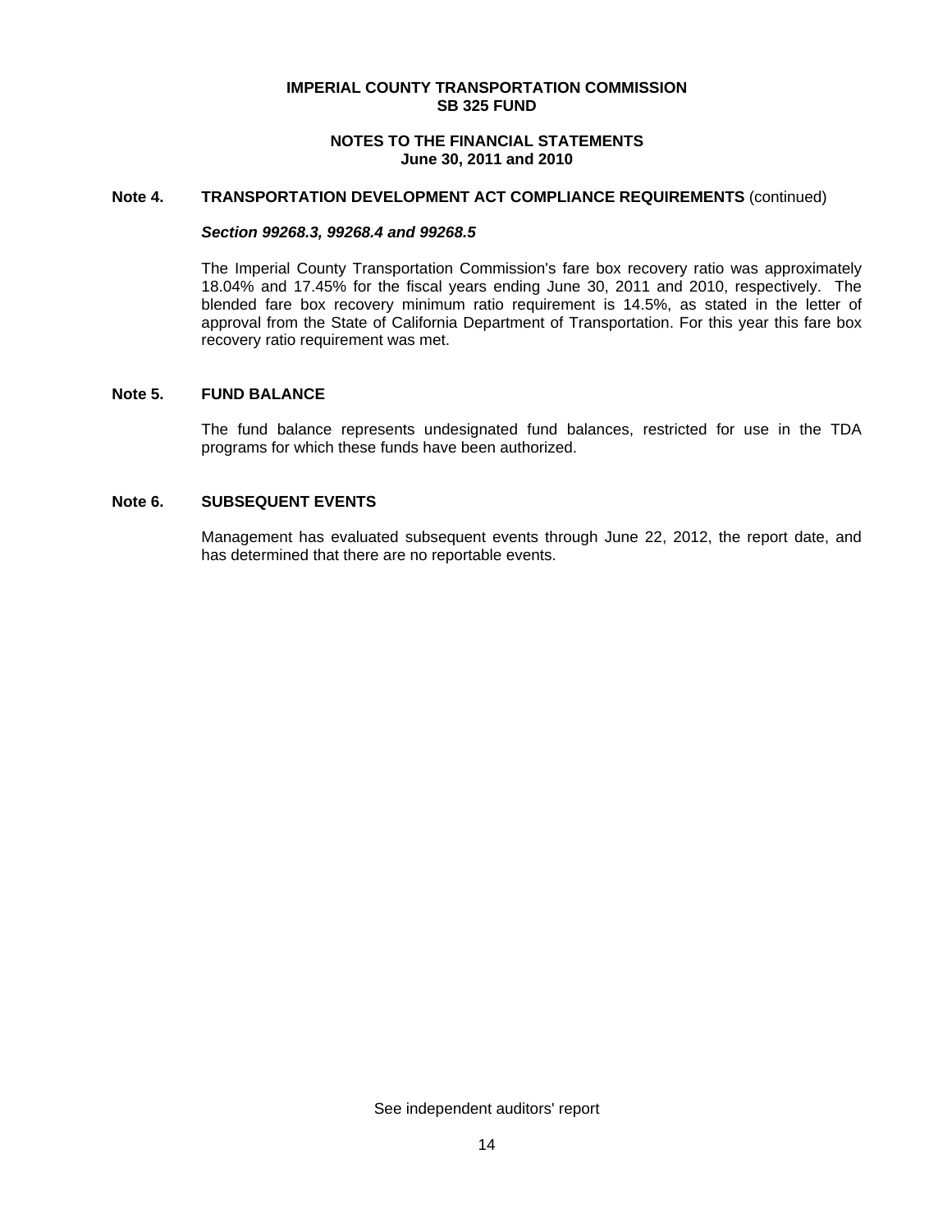# IMPERIAL COUNTY TRANSPORTATION COMMISSION
# SB 325 FUND

## NOTES TO THE FINANCIAL STATEMENTS
## June 30, 2011 and 2010

### Note 4. TRANSPORTATION DEVELOPMENT ACT COMPLIANCE REQUIREMENTS (continued)

***Section 99268.3, 99268.4 and 99268.5***

The Imperial County Transportation Commission's fare box recovery ratio was approximately 18.04% and 17.45% for the fiscal years ending June 30, 2011 and 2010, respectively. The blended fare box recovery minimum ratio requirement is 14.5%, as stated in the letter of approval from the State of California Department of Transportation. For this year this fare box recovery ratio requirement was met.

### Note 5. FUND BALANCE

The fund balance represents undesignated fund balances, restricted for use in the TDA programs for which these funds have been authorized.

### Note 6. SUBSEQUENT EVENTS

Management has evaluated subsequent events through June 22, 2012, the report date, and has determined that there are no reportable events.

See independent auditors' report